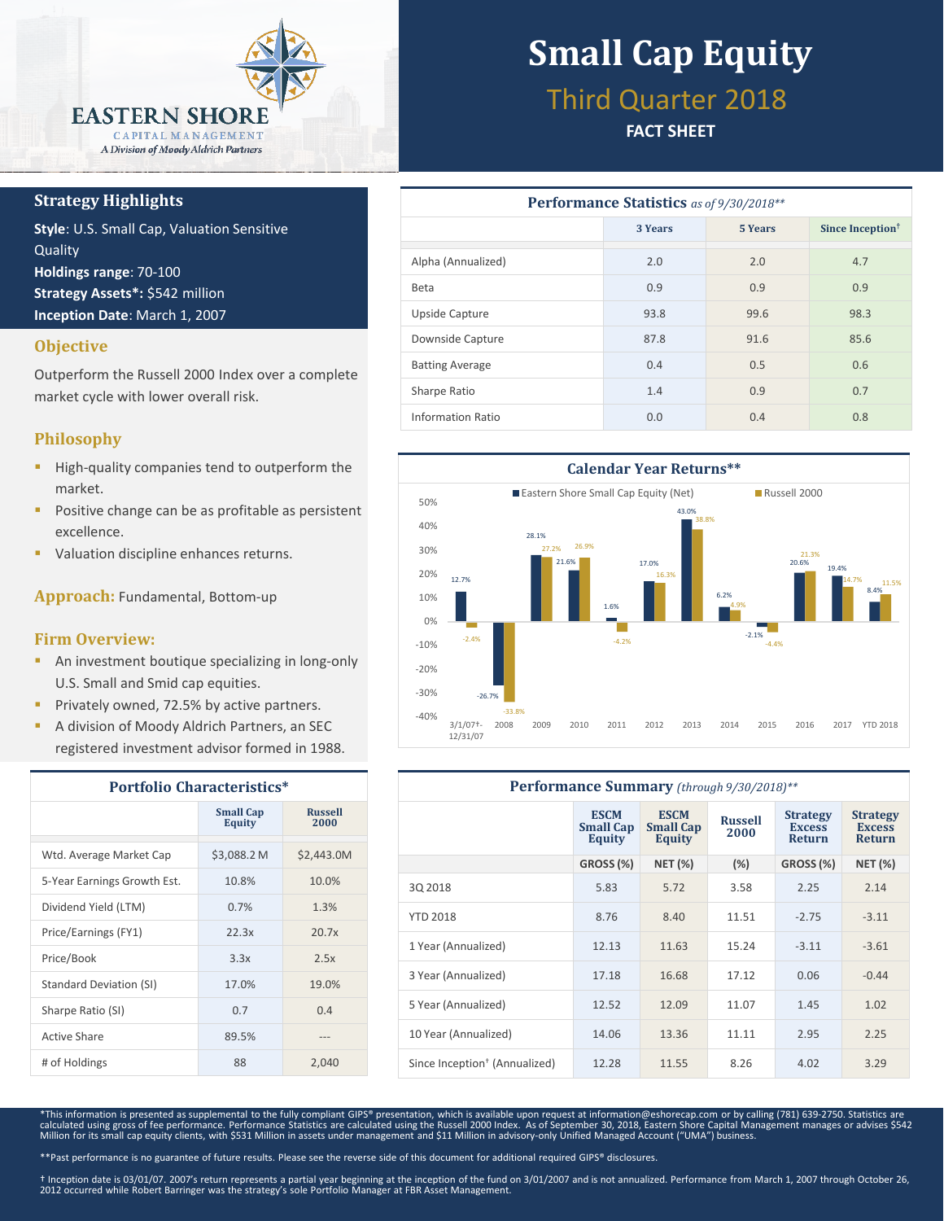# Small Cap Equity

## Third Quarter 2018

**FACT SHEET**

EASTERN SHORE CAPITAL MANAGEMENT
*A Division of Moody Aldrich Partners*

## Strategy Highlights

**Style**: U.S. Small Cap, Valuation Sensitive Quality
**Holdings range**: 70-100
**Strategy Assets***: $542 million
**Inception Date**: March 1, 2007

## Objective

Outperform the Russell 2000 Index over a complete market cycle with lower overall risk.

## Philosophy

- High-quality companies tend to outperform the market.
- Positive change can be as profitable as persistent excellence.
- Valuation discipline enhances returns.

## Approach: Fundamental, Bottom-up

## Firm Overview:

- An investment boutique specializing in long-only U.S. Small and Smid cap equities.
- Privately owned, 72.5% by active partners.
- A division of Moody Aldrich Partners, an SEC registered investment advisor formed in 1988.

### Portfolio Characteristics*

| | Small Cap Equity | Russell 2000 |
|---|---|---|
| Wtd. Average Market Cap | $3,088.2 M | $2,443.0M |
| 5-Year Earnings Growth Est. | 10.8% | 10.0% |
| Dividend Yield (LTM) | 0.7% | 1.3% |
| Price/Earnings (FY1) | 22.3x | 20.7x |
| Price/Book | 3.3x | 2.5x |
| Standard Deviation (SI) | 17.0% | 19.0% |
| Sharpe Ratio (SI) | 0.7 | 0.4 |
| Active Share | 89.5% | --- |
| # of Holdings | 88 | 2,040 |

### Performance Statistics *as of 9/30/2018***

| | 3 Years | 5 Years | Since Inception† |
|---|---|---|---|
| Alpha (Annualized) | 2.0 | 2.0 | 4.7 |
| Beta | 0.9 | 0.9 | 0.9 |
| Upside Capture | 93.8 | 99.6 | 98.3 |
| Downside Capture | 87.8 | 91.6 | 85.6 |
| Batting Average | 0.4 | 0.5 | 0.6 |
| Sharpe Ratio | 1.4 | 0.9 | 0.7 |
| Information Ratio | 0.0 | 0.4 | 0.8 |

### Calendar Year Returns**

| Period | Eastern Shore Small Cap Equity (Net) | Russell 2000 |
|---|---|---|
| 3/1/07†-12/31/07 | 12.7% | -2.4% |
| 2008 | -26.7% | -33.8% |
| 2009 | 28.1% | 27.2% |
| 2010 | 21.6% | 26.9% |
| 2011 | 1.6% | -4.2% |
| 2012 | 17.0% | 16.3% |
| 2013 | 43.0% | 38.8% |
| 2014 | 6.2% | 4.9% |
| 2015 | -2.1% | -4.4% |
| 2016 | 20.6% | 21.3% |
| 2017 | 19.4% | 14.7% |
| YTD 2018 | 8.4% | 11.5% |

### Performance Summary *(through 9/30/2018)***

| | ESCM Small Cap Equity | ESCM Small Cap Equity | Russell 2000 | Strategy Excess Return | Strategy Excess Return |
|---|---|---|---|---|---|
| | GROSS (%) | NET (%) | (%) | GROSS (%) | NET (%) |
| 3Q 2018 | 5.83 | 5.72 | 3.58 | 2.25 | 2.14 |
| YTD 2018 | 8.76 | 8.40 | 11.51 | -2.75 | -3.11 |
| 1 Year (Annualized) | 12.13 | 11.63 | 15.24 | -3.11 | -3.61 |
| 3 Year (Annualized) | 17.18 | 16.68 | 17.12 | 0.06 | -0.44 |
| 5 Year (Annualized) | 12.52 | 12.09 | 11.07 | 1.45 | 1.02 |
| 10 Year (Annualized) | 14.06 | 13.36 | 11.11 | 2.95 | 2.25 |
| Since Inception† (Annualized) | 12.28 | 11.55 | 8.26 | 4.02 | 3.29 |

*This information is presented as supplemental to the fully compliant GIPS® presentation, which is available upon request at information@eshorecap.com or by calling (781) 639-2750. Statistics are calculated using gross of fee performance. Performance Statistics are calculated using the Russell 2000 Index. As of September 30, 2018, Eastern Shore Capital Management manages or advises $542 Million for its small cap equity clients, with $531 Million in assets under management and $11 Million in advisory-only Unified Managed Account ("UMA") business.

**Past performance is no guarantee of future results. Please see the reverse side of this document for additional required GIPS® disclosures.

† Inception date is 03/01/07. 2007's return represents a partial year beginning at the inception of the fund on 3/01/2007 and is not annualized. Performance from March 1, 2007 through October 26, 2012 occurred while Robert Barringer was the strategy's sole Portfolio Manager at FBR Asset Management.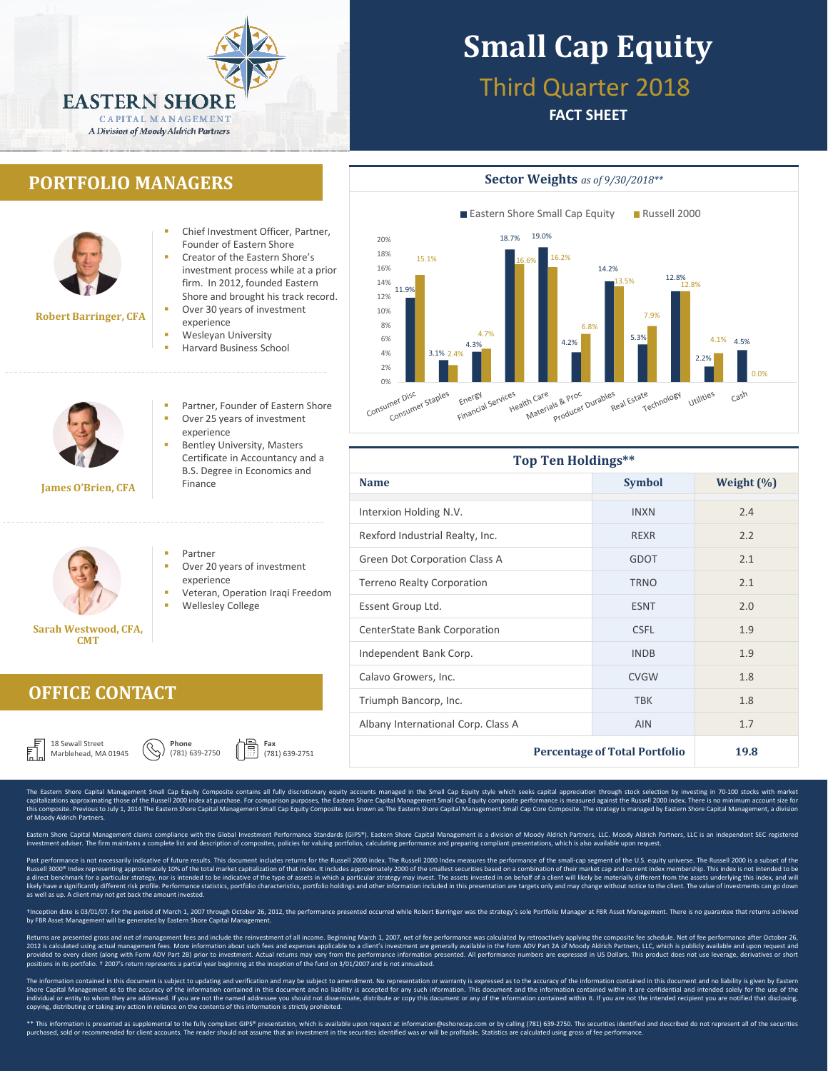# Small Cap Equity

## Third Quarter 2018

**FACT SHEET**

EASTERN SHORE
CAPITAL MANAGEMENT
*A Division of Moody Aldrich Partners*

## PORTFOLIO MANAGERS

**Robert Barringer, CFA**

- Chief Investment Officer, Partner, Founder of Eastern Shore
- Creator of the Eastern Shore's investment process while at a prior firm. In 2012, founded Eastern Shore and brought his track record.
- Over 30 years of investment experience
- Wesleyan University
- Harvard Business School

**James O'Brien, CFA**

- Partner, Founder of Eastern Shore
- Over 25 years of investment experience
- Bentley University, Masters Certificate in Accountancy and a B.S. Degree in Economics and Finance

**Sarah Westwood, CFA, CMT**

- Partner
- Over 20 years of investment experience
- Veteran, Operation Iraqi Freedom
- Wellesley College

## OFFICE CONTACT

18 Sewall Street
Marblehead, MA 01945

**Phone**
(781) 639-2750

**Fax**
(781) 639-2751

## Sector Weights *as of 9/30/2018***

Eastern Shore Small Cap Equity
Russell 2000

20%
18%
16%
14%
12%
10%
8%
6%
4%
2%
0%

Consumer Disc 11.9% 15.1%
Consumer Staples 3.1% 2.4%
Energy 4.3% 4.7%
Financial Services 18.7% 16.6%
Health Care 19.0% 16.2%
Materials & Proc 4.2% 6.8%
Producer Durables 14.2% 13.5%
Real Estate 5.3% 7.9%
Technology 12.8% 12.8%
Utilities 2.2% 4.1%
Cash 4.5% 0.0%

## Top Ten Holdings**

| Name | Symbol | Weight (%) |
|---|---|---|
| Interxion Holding N.V. | INXN | 2.4 |
| Rexford Industrial Realty, Inc. | REXR | 2.2 |
| Green Dot Corporation Class A | GDOT | 2.1 |
| Terreno Realty Corporation | TRNO | 2.1 |
| Essent Group Ltd. | ESNT | 2.0 |
| CenterState Bank Corporation | CSFL | 1.9 |
| Independent Bank Corp. | INDB | 1.9 |
| Calavo Growers, Inc. | CVGW | 1.8 |
| Triumph Bancorp, Inc. | TBK | 1.8 |
| Albany International Corp. Class A | AIN | 1.7 |
| **Percentage of Total Portfolio** | | **19.8** |

The Eastern Shore Capital Management Small Cap Equity Composite contains all fully discretionary equity accounts managed in the Small Cap Equity style which seeks capital appreciation through stock selection by investing in 70-100 stocks with market capitalizations approximating those of the Russell 2000 index at purchase. For comparison purposes, the Eastern Shore Capital Management Small Cap Equity composite performance is measured against the Russell 2000 index. There is no minimum account size for this composite. Previous to July 1, 2014 The Eastern Shore Capital Management Small Cap Equity Composite was known as The Eastern Shore Capital Management Small Cap Core Composite. The strategy is managed by Eastern Shore Capital Management, a division of Moody Aldrich Partners.

Eastern Shore Capital Management claims compliance with the Global Investment Performance Standards (GIPS®). Eastern Shore Capital Management is a division of Moody Aldrich Partners, LLC. Moody Aldrich Partners, LLC is an independent SEC registered investment adviser. The firm maintains a complete list and description of composites, policies for valuing portfolios, calculating performance and preparing compliant presentations, which is also available upon request.

Past performance is not necessarily indicative of future results. This document includes returns for the Russell 2000 index. The Russell 2000 index measures the performance of the small-cap segment of the U.S. equity universe. The Russell 2000 is a subset of the Russell 3000® Index representing approximately 10% of the total market capitalization of that index. It includes approximately 2000 of the smallest securities based on a combination of their market cap and current index membership. This index is not intended to be a direct benchmark for a particular strategy, nor is intended to be indicative of the type of assets in which a particular strategy may invest. The assets invested in on behalf of a client will likely be materially different from the assets underlying this index, and will likely have a significantly different risk profile. Performance statistics, portfolio characteristics, portfolio holdings and other information included in this presentation are targets only and may change without notice to the client. The value of investments can go down as well as up. A client may not get back the amount invested.

†Inception date is 03/01/07. For the period of March 1, 2007 through October 26, 2012, the performance presented occurred while Robert Barringer was the strategy's sole Portfolio Manager at FBR Asset Management. There is no guarantee that returns achieved by FBR Asset Management will be generated by Eastern Shore Capital Management.

Returns are presented gross and net of management fees and include the reinvestment of all income. Beginning March 1, 2007, net of fee performance was calculated by retroactively applying the composite fee schedule. Net of fee performance after October 26, 2012 is calculated using actual management fees. More information about such fees and expenses applicable to a client's investment are generally available in the Form ADV Part 2A of Moody Aldrich Partners, LLC, which is publicly available and upon request and provided to every client (along with Form ADV Part 2B) prior to investment. Actual returns may vary from the performance information presented. All performance numbers are expressed in US Dollars. This product does not use leverage, derivatives or short positions in its portfolio. † 2007's return represents a partial year beginning at the inception of the fund on 3/01/2007 and is not annualized.

The information contained in this document is subject to updating and verification and may be subject to amendment. No representation or warranty is expressed as to the accuracy of the information contained in this document and no liability is given by Eastern Shore Capital Management as to the accuracy of the information contained in this document and no liability is accepted for any such information. This document and the information contained within it are confidential and intended solely for the use of the individual or entity to whom they are addressed. If you are not the named addressee you should not disseminate, distribute or copy this document or any of the information contained within it. If you are not the intended recipient you are notified that disclosing, copying, distributing or taking any action in reliance on the contents of this information is strictly prohibited.

** This information is presented as supplemental to the fully compliant GIPS® presentation, which is available upon request at information@eshorecap.com or by calling (781) 639-2750. The securities identified and described do not represent all of the securities purchased, sold or recommended for client accounts. The reader should not assume that an investment in the securities identified was or will be profitable. Statistics are calculated using gross of fee performance.